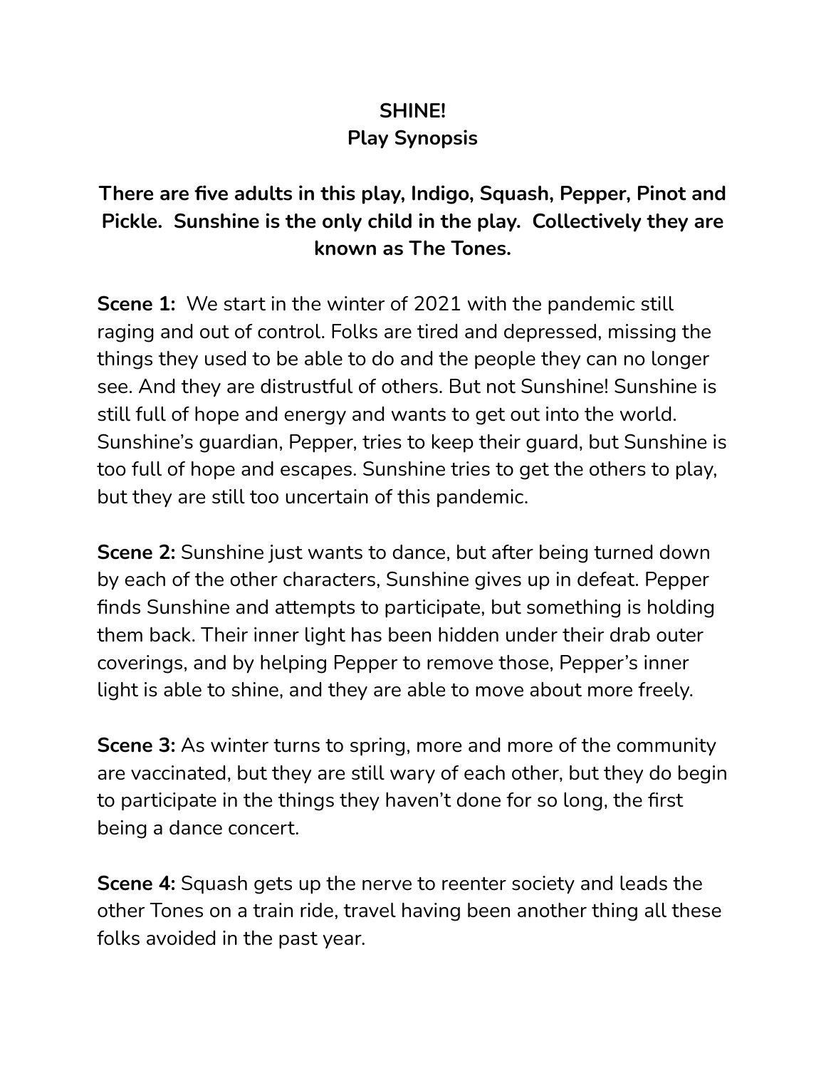# SHINE!
## Play Synopsis

**There are five adults in this play, Indigo, Squash, Pepper, Pinot and Pickle. Sunshine is the only child in the play. Collectively they are known as The Tones.**

**Scene 1:** We start in the winter of 2021 with the pandemic still raging and out of control. Folks are tired and depressed, missing the things they used to be able to do and the people they can no longer see. And they are distrustful of others. But not Sunshine! Sunshine is still full of hope and energy and wants to get out into the world. Sunshine's guardian, Pepper, tries to keep their guard, but Sunshine is too full of hope and escapes. Sunshine tries to get the others to play, but they are still too uncertain of this pandemic.

**Scene 2:** Sunshine just wants to dance, but after being turned down by each of the other characters, Sunshine gives up in defeat. Pepper finds Sunshine and attempts to participate, but something is holding them back. Their inner light has been hidden under their drab outer coverings, and by helping Pepper to remove those, Pepper's inner light is able to shine, and they are able to move about more freely.

**Scene 3:** As winter turns to spring, more and more of the community are vaccinated, but they are still wary of each other, but they do begin to participate in the things they haven't done for so long, the first being a dance concert.

**Scene 4:** Squash gets up the nerve to reenter society and leads the other Tones on a train ride, travel having been another thing all these folks avoided in the past year.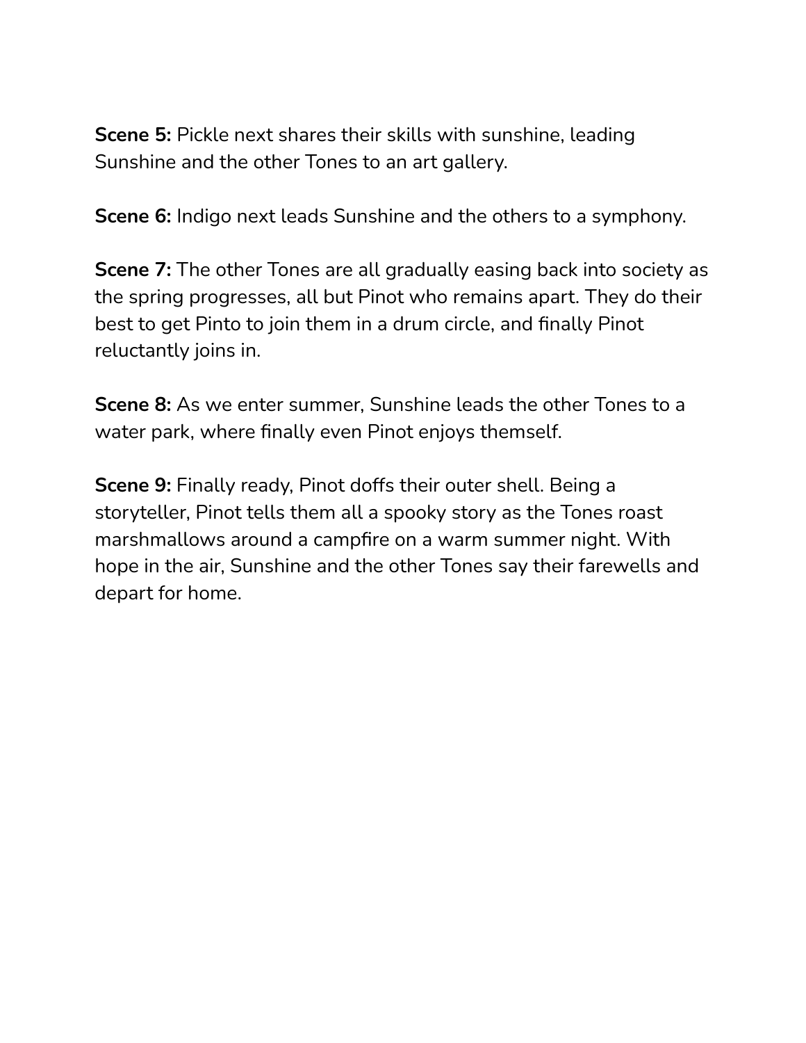**Scene 5:** Pickle next shares their skills with sunshine, leading Sunshine and the other Tones to an art gallery.

**Scene 6:** Indigo next leads Sunshine and the others to a symphony.

**Scene 7:** The other Tones are all gradually easing back into society as the spring progresses, all but Pinot who remains apart. They do their best to get Pinto to join them in a drum circle, and finally Pinot reluctantly joins in.

**Scene 8:** As we enter summer, Sunshine leads the other Tones to a water park, where finally even Pinot enjoys themself.

**Scene 9:** Finally ready, Pinot doffs their outer shell. Being a storyteller, Pinot tells them all a spooky story as the Tones roast marshmallows around a campfire on a warm summer night. With hope in the air, Sunshine and the other Tones say their farewells and depart for home.